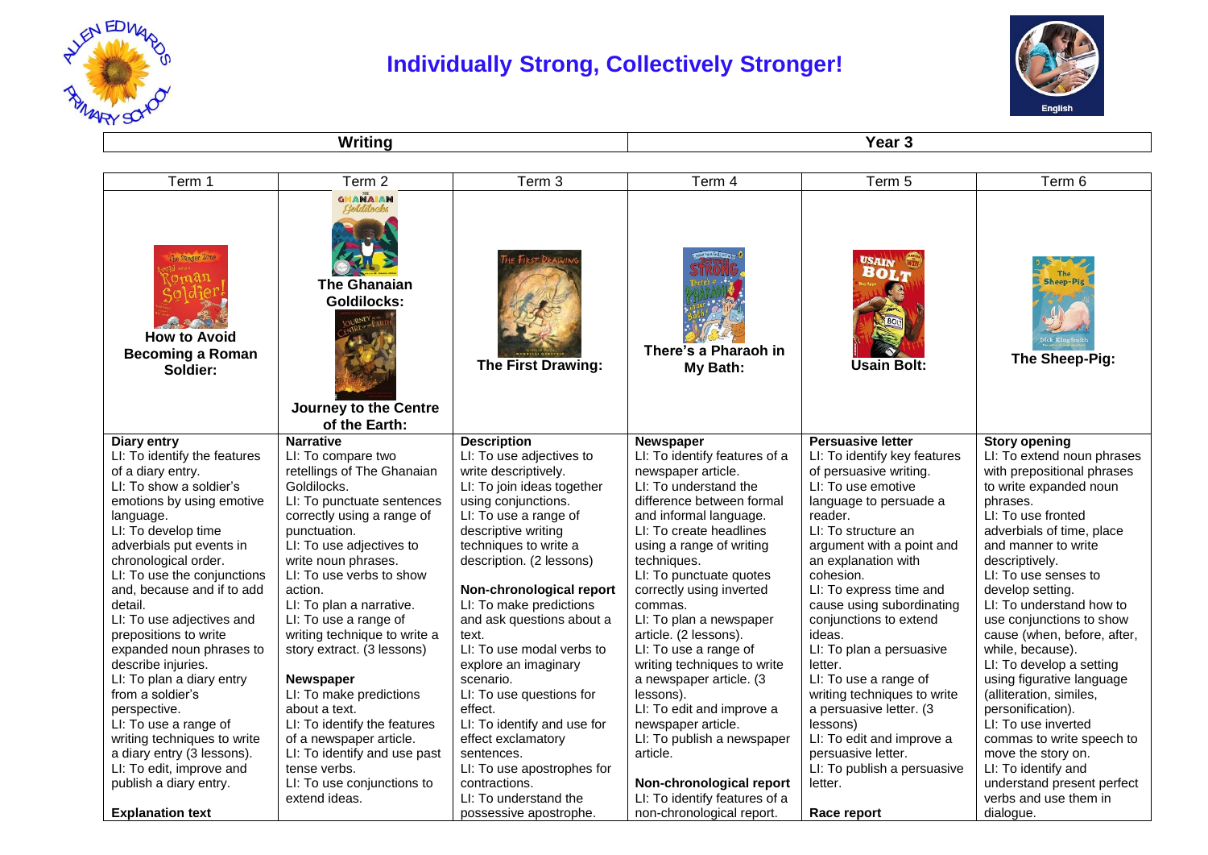# Individually Strong, Collectively Stronger!

| Writing | Year 3 |
|---|---|

| Term 1 | Term 2 | Term 3 | Term 4 | Term 5 | Term 6 |
|---|---|---|---|---|---|
| **How to Avoid Becoming a Roman Soldier:** | **The Ghanaian Goldilocks:** **Journey to the Centre of the Earth:** | **The First Drawing:** | **There's a Pharaoh in My Bath:** | **Usain Bolt:** | **The Sheep-Pig:** |
| **Diary entry**<br>LI: To identify the features of a diary entry.<br>LI: To show a soldier's emotions by using emotive language.<br>LI: To develop time adverbials put events in chronological order.<br>LI: To use the conjunctions and, because and if to add detail.<br>LI: To use adjectives and prepositions to write expanded noun phrases to describe injuries.<br>LI: To plan a diary entry from a soldier's perspective.<br>LI: To use a range of writing techniques to write a diary entry (3 lessons).<br>LI: To edit, improve and publish a diary entry.<br><br>**Explanation text** | **Narrative**<br>LI: To compare two retellings of The Ghanaian Goldilocks.<br>LI: To punctuate sentences correctly using a range of punctuation.<br>LI: To use adjectives to write noun phrases.<br>LI: To use verbs to show action.<br>LI: To plan a narrative.<br>LI: To use a range of writing technique to write a story extract. (3 lessons)<br><br>**Newspaper**<br>LI: To make predictions about a text.<br>LI: To identify the features of a newspaper article.<br>LI: To identify and use past tense verbs.<br>LI: To use conjunctions to extend ideas. | **Description**<br>LI: To use adjectives to write descriptively.<br>LI: To join ideas together using conjunctions.<br>LI: To use a range of descriptive writing techniques to write a description. (2 lessons)<br><br>**Non-chronological report**<br>LI: To make predictions and ask questions about a text.<br>LI: To use modal verbs to explore an imaginary scenario.<br>LI: To use questions for effect.<br>LI: To identify and use for effect exclamatory sentences.<br>LI: To use apostrophes for contractions.<br>LI: To understand the possessive apostrophe. | **Newspaper**<br>LI: To identify features of a newspaper article.<br>LI: To understand the difference between formal and informal language.<br>LI: To create headlines using a range of writing techniques.<br>LI: To punctuate quotes correctly using inverted commas.<br>LI: To plan a newspaper article. (2 lessons).<br>LI: To use a range of writing techniques to write a newspaper article. (3 lessons).<br>LI: To edit and improve a newspaper article.<br>LI: To publish a newspaper article.<br><br>**Non-chronological report**<br>LI: To identify features of a non-chronological report. | **Persuasive letter**<br>LI: To identify key features of persuasive writing.<br>LI: To use emotive language to persuade a reader.<br>LI: To structure an argument with a point and an explanation with cohesion.<br>LI: To express time and cause using subordinating conjunctions to extend ideas.<br>LI: To plan a persuasive letter.<br>LI: To use a range of writing techniques to write a persuasive letter. (3 lessons)<br>LI: To edit and improve a persuasive letter.<br>LI: To publish a persuasive letter.<br><br>**Race report** | **Story opening**<br>LI: To extend noun phrases with prepositional phrases to write expanded noun phrases.<br>LI: To use fronted adverbials of time, place and manner to write descriptively.<br>LI: To use senses to develop setting.<br>LI: To understand how to use conjunctions to show cause (when, before, after, while, because).<br>LI: To develop a setting using figurative language (alliteration, similes, personification).<br>LI: To use inverted commas to write speech to move the story on.<br>LI: To identify and understand present perfect verbs and use them in dialogue. |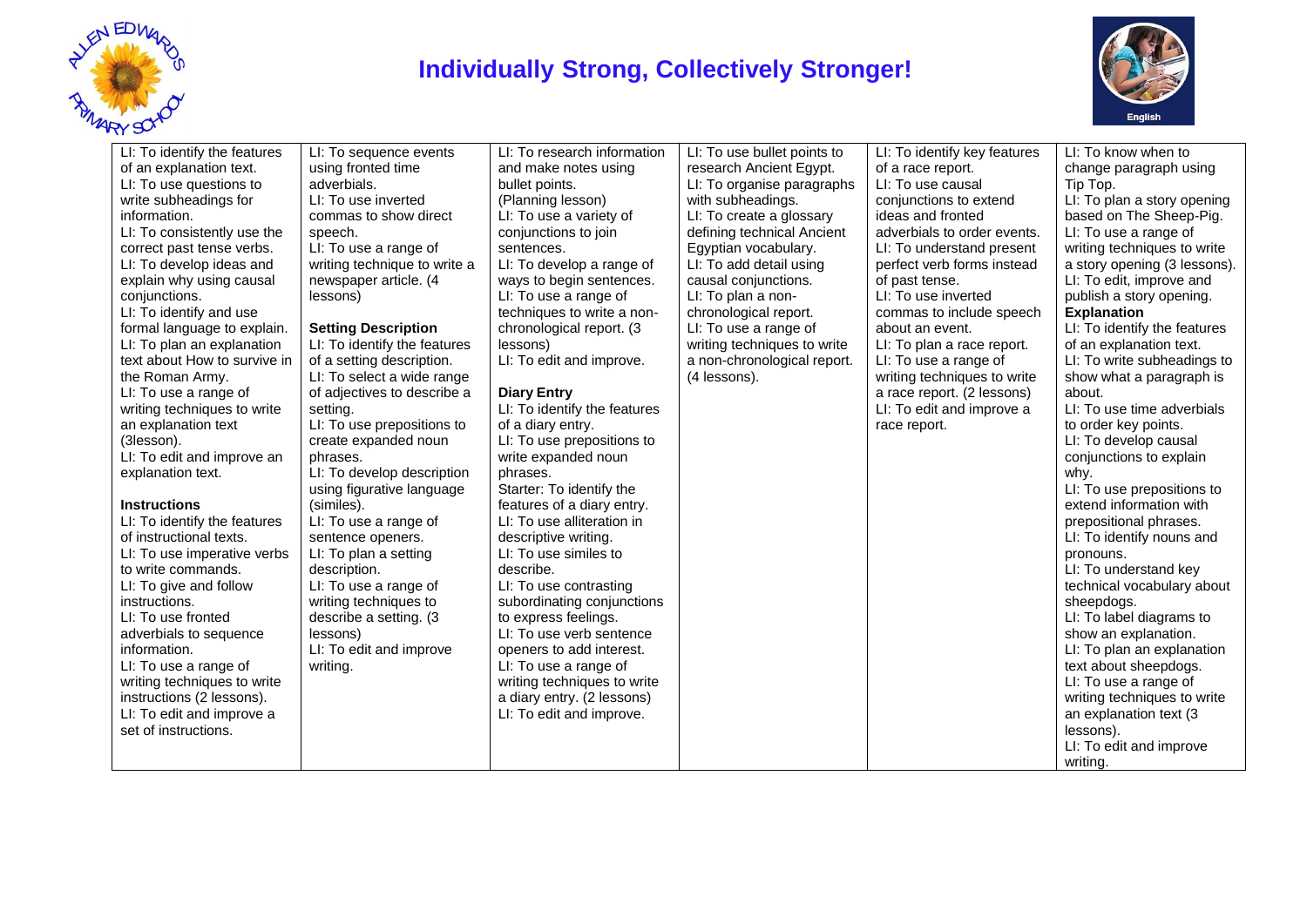# Individually Strong, Collectively Stronger!

English

| | | | | | |
|---|---|---|---|---|---|
| LI: To identify the features of an explanation text.<br>LI: To use questions to write subheadings for information.<br>LI: To consistently use the correct past tense verbs.<br>LI: To develop ideas and explain why using causal conjunctions.<br>LI: To identify and use formal language to explain.<br>LI: To plan an explanation text about How to survive in the Roman Army.<br>LI: To use a range of writing techniques to write an explanation text (3lesson).<br>LI: To edit and improve an explanation text.<br><br>**Instructions**<br>LI: To identify the features of instructional texts.<br>LI: To use imperative verbs to write commands.<br>LI: To give and follow instructions.<br>LI: To use fronted adverbials to sequence information.<br>LI: To use a range of writing techniques to write instructions (2 lessons).<br>LI: To edit and improve a set of instructions. | LI: To sequence events using fronted time adverbials.<br>LI: To use inverted commas to show direct speech.<br>LI: To use a range of writing technique to write a newspaper article. (4 lessons)<br><br>**Setting Description**<br>LI: To identify the features of a setting description.<br>LI: To select a wide range of adjectives to describe a setting.<br>LI: To use prepositions to create expanded noun phrases.<br>LI: To develop description using figurative language (similes).<br>LI: To use a range of sentence openers.<br>LI: To plan a setting description.<br>LI: To use a range of writing techniques to describe a setting. (3 lessons)<br>LI: To edit and improve writing. | LI: To research information and make notes using bullet points.<br>(Planning lesson)<br>LI: To use a variety of conjunctions to join sentences.<br>LI: To develop a range of ways to begin sentences.<br>LI: To use a range of techniques to write a non-chronological report. (3 lessons)<br>LI: To edit and improve.<br><br>**Diary Entry**<br>LI: To identify the features of a diary entry.<br>LI: To use prepositions to write expanded noun phrases.<br>Starter: To identify the features of a diary entry.<br>LI: To use alliteration in descriptive writing.<br>LI: To use similes to describe.<br>LI: To use contrasting subordinating conjunctions to express feelings.<br>LI: To use verb sentence openers to add interest.<br>LI: To use a range of writing techniques to write a diary entry. (2 lessons)<br>LI: To edit and improve. | LI: To use bullet points to research Ancient Egypt.<br>LI: To organise paragraphs with subheadings.<br>LI: To create a glossary defining technical Ancient Egyptian vocabulary.<br>LI: To add detail using causal conjunctions.<br>LI: To plan a non-chronological report.<br>LI: To use a range of writing techniques to write a non-chronological report. (4 lessons). | LI: To identify key features of a race report.<br>LI: To use causal conjunctions to extend ideas and fronted adverbials to order events.<br>LI: To understand present perfect verb forms instead of past tense.<br>LI: To use inverted commas to include speech about an event.<br>LI: To plan a race report.<br>LI: To use a range of writing techniques to write a race report. (2 lessons)<br>LI: To edit and improve a race report. | LI: To know when to change paragraph using Tip Top.<br>LI: To plan a story opening based on The Sheep-Pig.<br>LI: To use a range of writing techniques to write a story opening (3 lessons).<br>LI: To edit, improve and publish a story opening.<br>**Explanation**<br>LI: To identify the features of an explanation text.<br>LI: To write subheadings to show what a paragraph is about.<br>LI: To use time adverbials to order key points.<br>LI: To develop causal conjunctions to explain why.<br>LI: To use prepositions to extend information with prepositional phrases.<br>LI: To identify nouns and pronouns.<br>LI: To understand key technical vocabulary about sheepdogs.<br>LI: To label diagrams to show an explanation.<br>LI: To plan an explanation text about sheepdogs.<br>LI: To use a range of writing techniques to write an explanation text (3 lessons).<br>LI: To edit and improve writing. |